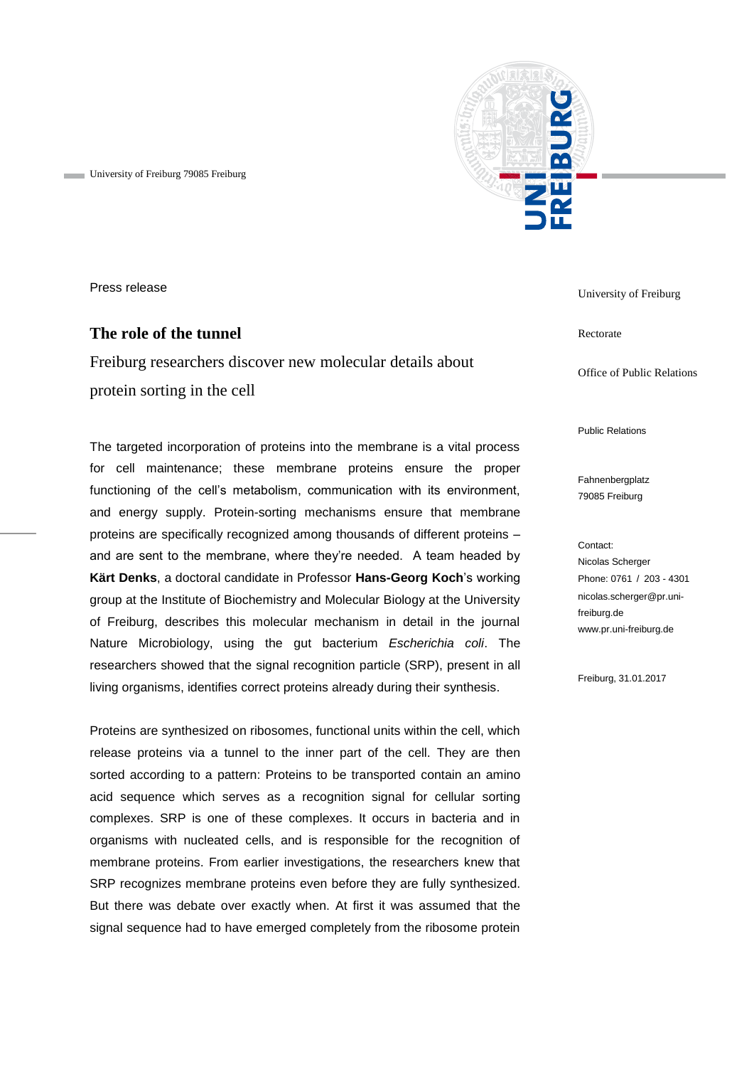University of Freiburg 79085 Freiburg

Press release

# The role of the tunnel

## Freiburg researchers discover new molecular details about protein sorting in the cell

University of Freiburg

Rectorate

Office of Public Relations

Public Relations

Fahnenbergplatz
79085 Freiburg

Contact:
Nicolas Scherger
Phone: 0761 / 203 - 4301
nicolas.scherger@pr.uni-freiburg.de
www.pr.uni-freiburg.de

Freiburg, 31.01.2017

The targeted incorporation of proteins into the membrane is a vital process for cell maintenance; these membrane proteins ensure the proper functioning of the cell's metabolism, communication with its environment, and energy supply. Protein-sorting mechanisms ensure that membrane proteins are specifically recognized among thousands of different proteins – and are sent to the membrane, where they're needed. A team headed by **Kärt Denks**, a doctoral candidate in Professor **Hans-Georg Koch**'s working group at the Institute of Biochemistry and Molecular Biology at the University of Freiburg, describes this molecular mechanism in detail in the journal Nature Microbiology, using the gut bacterium *Escherichia coli*. The researchers showed that the signal recognition particle (SRP), present in all living organisms, identifies correct proteins already during their synthesis.

Proteins are synthesized on ribosomes, functional units within the cell, which release proteins via a tunnel to the inner part of the cell. They are then sorted according to a pattern: Proteins to be transported contain an amino acid sequence which serves as a recognition signal for cellular sorting complexes. SRP is one of these complexes. It occurs in bacteria and in organisms with nucleated cells, and is responsible for the recognition of membrane proteins. From earlier investigations, the researchers knew that SRP recognizes membrane proteins even before they are fully synthesized. But there was debate over exactly when. At first it was assumed that the signal sequence had to have emerged completely from the ribosome protein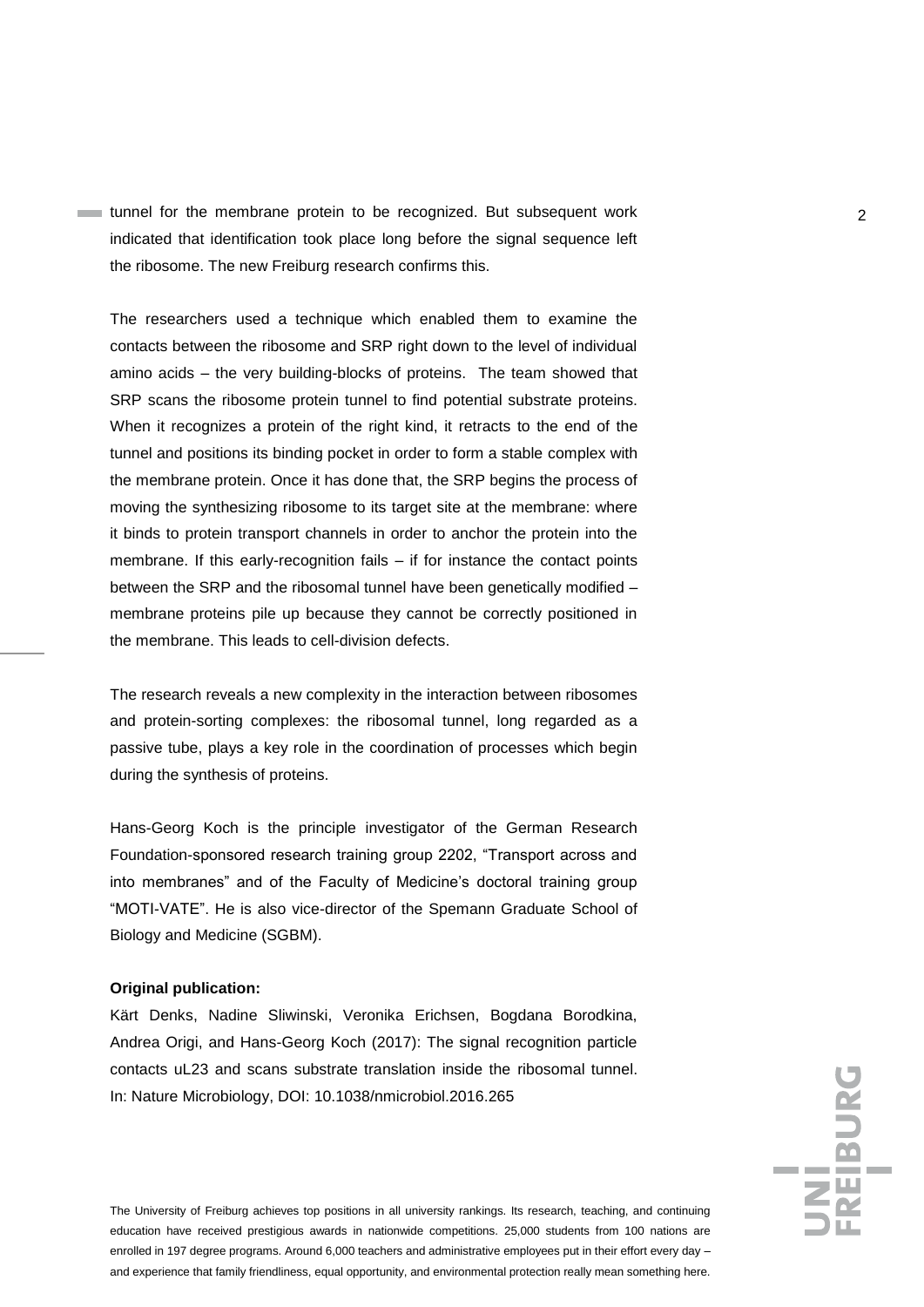tunnel for the membrane protein to be recognized. But subsequent work indicated that identification took place long before the signal sequence left the ribosome. The new Freiburg research confirms this.

The researchers used a technique which enabled them to examine the contacts between the ribosome and SRP right down to the level of individual amino acids – the very building-blocks of proteins. The team showed that SRP scans the ribosome protein tunnel to find potential substrate proteins. When it recognizes a protein of the right kind, it retracts to the end of the tunnel and positions its binding pocket in order to form a stable complex with the membrane protein. Once it has done that, the SRP begins the process of moving the synthesizing ribosome to its target site at the membrane: where it binds to protein transport channels in order to anchor the protein into the membrane. If this early-recognition fails – if for instance the contact points between the SRP and the ribosomal tunnel have been genetically modified – membrane proteins pile up because they cannot be correctly positioned in the membrane. This leads to cell-division defects.

The research reveals a new complexity in the interaction between ribosomes and protein-sorting complexes: the ribosomal tunnel, long regarded as a passive tube, plays a key role in the coordination of processes which begin during the synthesis of proteins.

Hans-Georg Koch is the principle investigator of the German Research Foundation-sponsored research training group 2202, "Transport across and into membranes" and of the Faculty of Medicine's doctoral training group "MOTI-VATE". He is also vice-director of the Spemann Graduate School of Biology and Medicine (SGBM).

**Original publication:**

Kärt Denks, Nadine Sliwinski, Veronika Erichsen, Bogdana Borodkina, Andrea Origi, and Hans-Georg Koch (2017): The signal recognition particle contacts uL23 and scans substrate translation inside the ribosomal tunnel. In: Nature Microbiology, DOI: 10.1038/nmicrobiol.2016.265

The University of Freiburg achieves top positions in all university rankings. Its research, teaching, and continuing education have received prestigious awards in nationwide competitions. 25,000 students from 100 nations are enrolled in 197 degree programs. Around 6,000 teachers and administrative employees put in their effort every day – and experience that family friendliness, equal opportunity, and environmental protection really mean something here.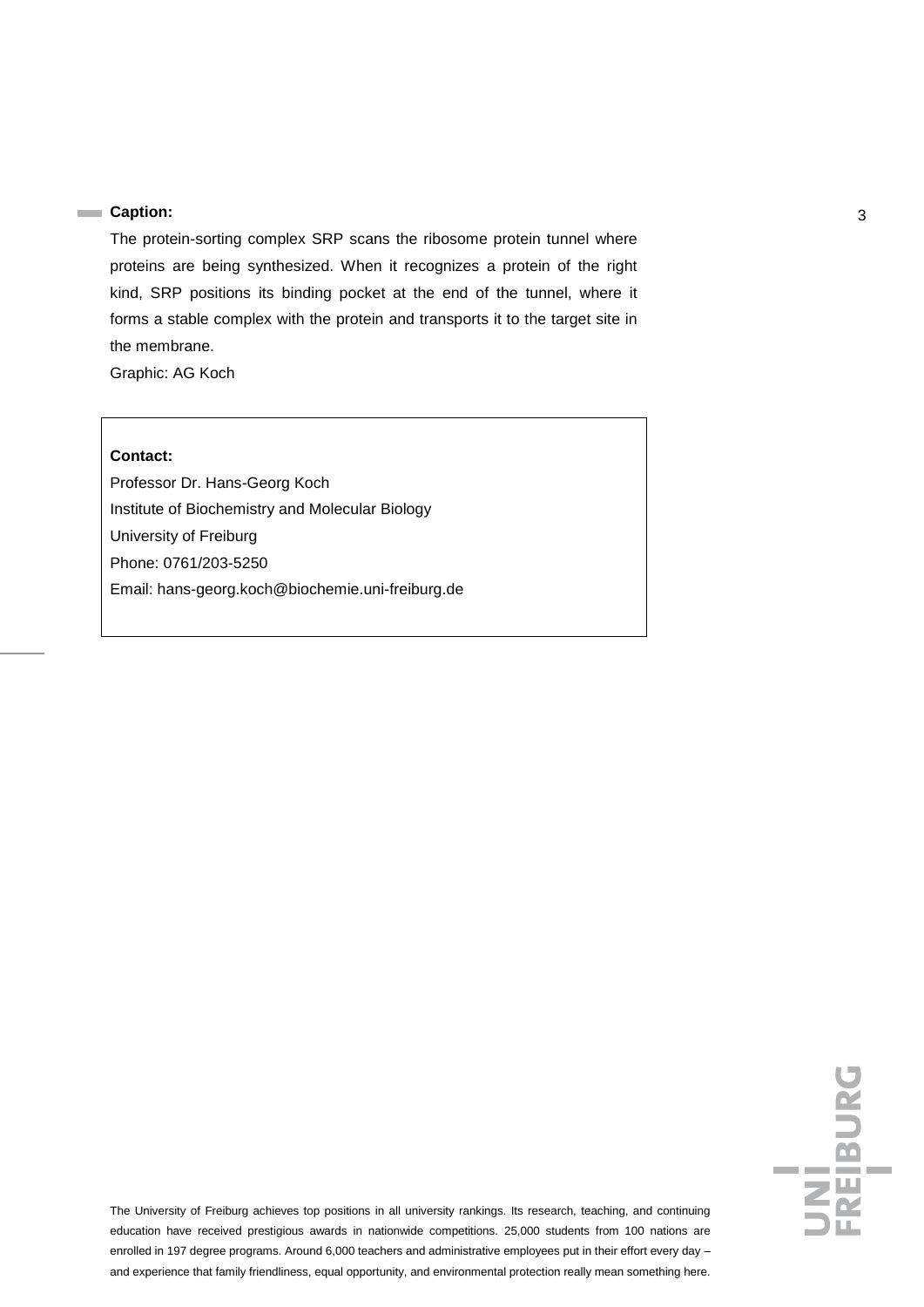**Caption:**

The protein-sorting complex SRP scans the ribosome protein tunnel where proteins are being synthesized. When it recognizes a protein of the right kind, SRP positions its binding pocket at the end of the tunnel, where it forms a stable complex with the protein and transports it to the target site in the membrane.

Graphic: AG Koch

**Contact:**

Professor Dr. Hans-Georg Koch
Institute of Biochemistry and Molecular Biology
University of Freiburg
Phone: 0761/203-5250
Email: hans-georg.koch@biochemie.uni-freiburg.de

The University of Freiburg achieves top positions in all university rankings. Its research, teaching, and continuing education have received prestigious awards in nationwide competitions. 25,000 students from 100 nations are enrolled in 197 degree programs. Around 6,000 teachers and administrative employees put in their effort every day – and experience that family friendliness, equal opportunity, and environmental protection really mean something here.